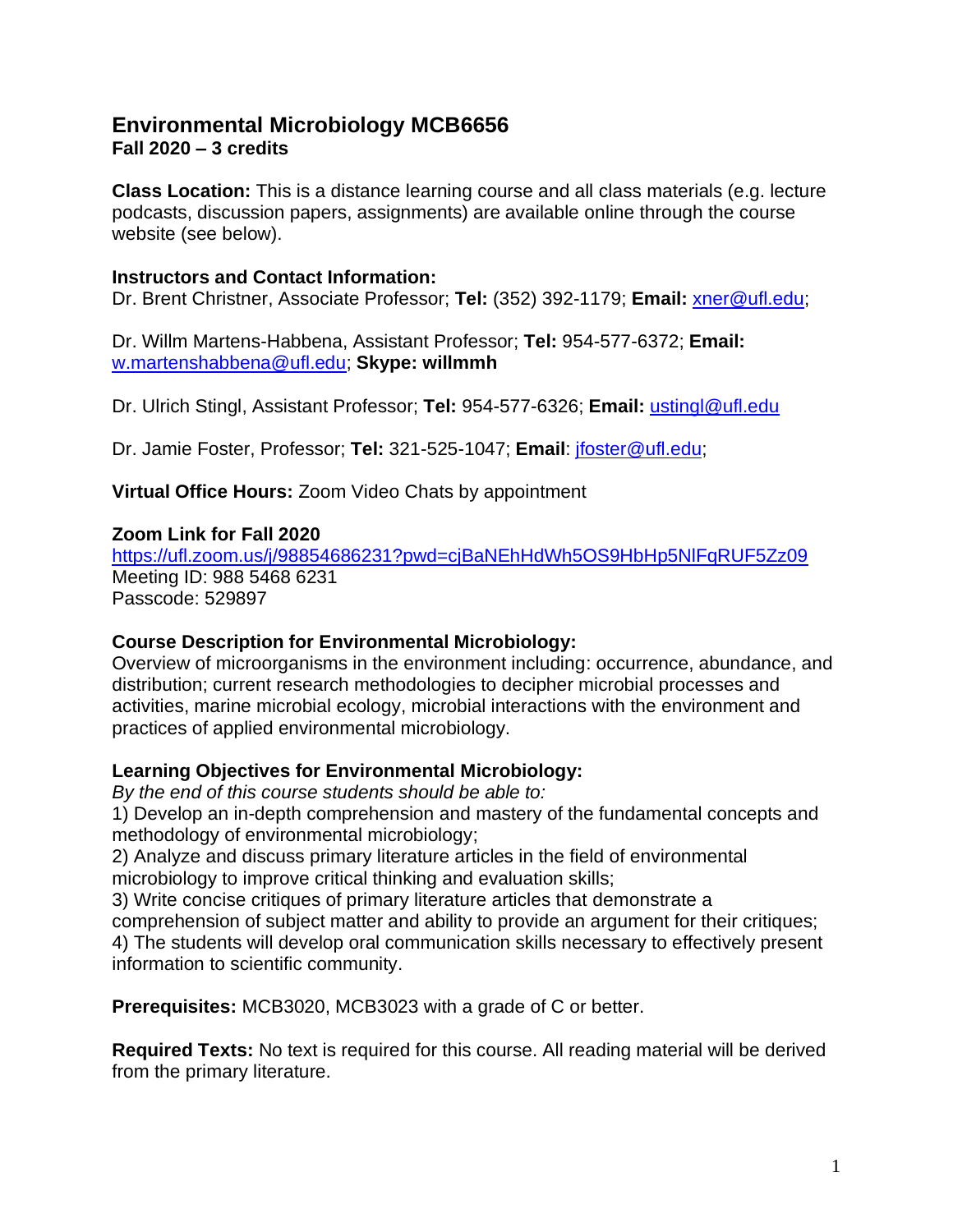# Environmental Microbiology MCB6656

**Fall 2020 – 3 credits**

**Class Location:** This is a distance learning course and all class materials (e.g. lecture podcasts, discussion papers, assignments) are available online through the course website (see below).

**Instructors and Contact Information:**
Dr. Brent Christner, Associate Professor; **Tel:** (352) 392-1179; **Email:** xner@ufl.edu;

Dr. Willm Martens-Habbena, Assistant Professor; **Tel:** 954-577-6372; **Email:** w.martenshabbena@ufl.edu; **Skype: willmmh**

Dr. Ulrich Stingl, Assistant Professor; **Tel:** 954-577-6326; **Email:** ustingl@ufl.edu

Dr. Jamie Foster, Professor; **Tel:** 321-525-1047; **Email**: jfoster@ufl.edu;

**Virtual Office Hours:** Zoom Video Chats by appointment

**Zoom Link for Fall 2020**
https://ufl.zoom.us/j/98854686231?pwd=cjBaNEhHdWh5OS9HbHp5NlFqRUF5Zz09
Meeting ID: 988 5468 6231
Passcode: 529897

**Course Description for Environmental Microbiology:**
Overview of microorganisms in the environment including: occurrence, abundance, and distribution; current research methodologies to decipher microbial processes and activities, marine microbial ecology, microbial interactions with the environment and practices of applied environmental microbiology.

**Learning Objectives for Environmental Microbiology:**
*By the end of this course students should be able to:*
1) Develop an in-depth comprehension and mastery of the fundamental concepts and methodology of environmental microbiology;
2) Analyze and discuss primary literature articles in the field of environmental microbiology to improve critical thinking and evaluation skills;
3) Write concise critiques of primary literature articles that demonstrate a comprehension of subject matter and ability to provide an argument for their critiques;
4) The students will develop oral communication skills necessary to effectively present information to scientific community.

**Prerequisites:** MCB3020, MCB3023 with a grade of C or better.

**Required Texts:** No text is required for this course. All reading material will be derived from the primary literature.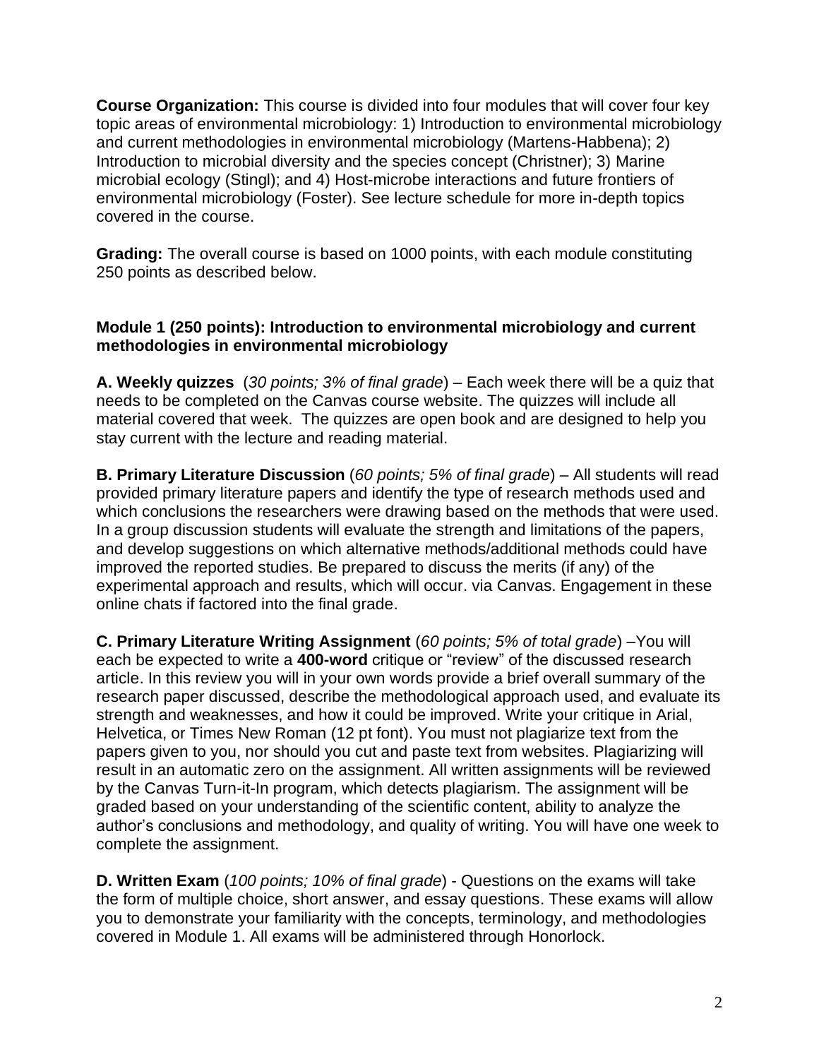**Course Organization:** This course is divided into four modules that will cover four key topic areas of environmental microbiology: 1) Introduction to environmental microbiology and current methodologies in environmental microbiology (Martens-Habbena); 2) Introduction to microbial diversity and the species concept (Christner); 3) Marine microbial ecology (Stingl); and 4) Host-microbe interactions and future frontiers of environmental microbiology (Foster). See lecture schedule for more in-depth topics covered in the course.

**Grading:** The overall course is based on 1000 points, with each module constituting 250 points as described below.

**Module 1 (250 points): Introduction to environmental microbiology and current methodologies in environmental microbiology**

**A. Weekly quizzes** (*30 points; 3% of final grade*) – Each week there will be a quiz that needs to be completed on the Canvas course website. The quizzes will include all material covered that week. The quizzes are open book and are designed to help you stay current with the lecture and reading material.

**B. Primary Literature Discussion** (*60 points; 5% of final grade*) – All students will read provided primary literature papers and identify the type of research methods used and which conclusions the researchers were drawing based on the methods that were used. In a group discussion students will evaluate the strength and limitations of the papers, and develop suggestions on which alternative methods/additional methods could have improved the reported studies. Be prepared to discuss the merits (if any) of the experimental approach and results, which will occur. via Canvas. Engagement in these online chats if factored into the final grade.

**C. Primary Literature Writing Assignment** (*60 points; 5% of total grade*) –You will each be expected to write a **400-word** critique or "review" of the discussed research article. In this review you will in your own words provide a brief overall summary of the research paper discussed, describe the methodological approach used, and evaluate its strength and weaknesses, and how it could be improved. Write your critique in Arial, Helvetica, or Times New Roman (12 pt font). You must not plagiarize text from the papers given to you, nor should you cut and paste text from websites. Plagiarizing will result in an automatic zero on the assignment. All written assignments will be reviewed by the Canvas Turn-it-In program, which detects plagiarism. The assignment will be graded based on your understanding of the scientific content, ability to analyze the author's conclusions and methodology, and quality of writing. You will have one week to complete the assignment.

**D. Written Exam** (*100 points; 10% of final grade*) - Questions on the exams will take the form of multiple choice, short answer, and essay questions. These exams will allow you to demonstrate your familiarity with the concepts, terminology, and methodologies covered in Module 1. All exams will be administered through Honorlock.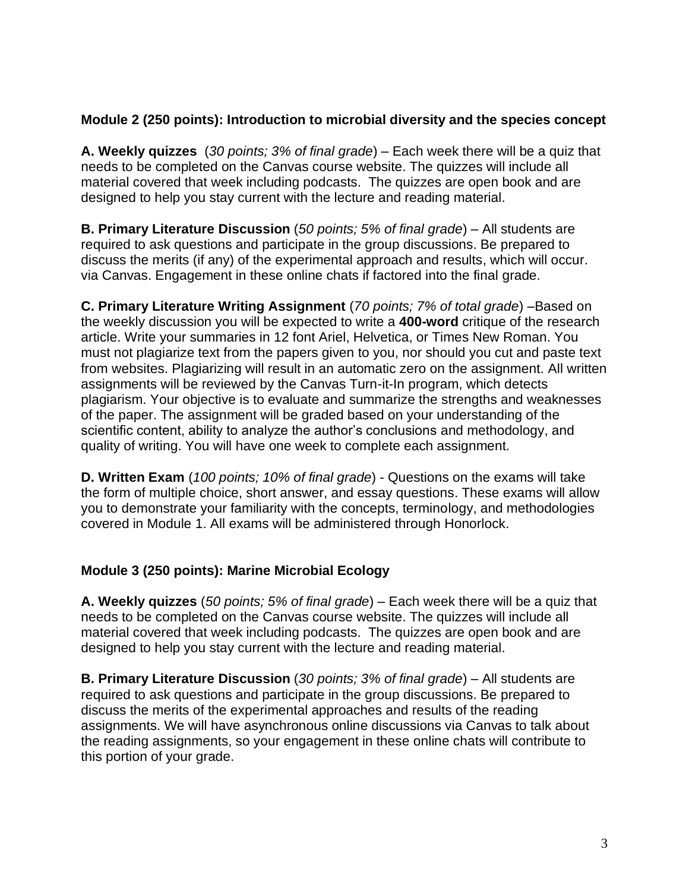**Module 2 (250 points): Introduction to microbial diversity and the species concept**

**A. Weekly quizzes** (*30 points; 3% of final grade*) – Each week there will be a quiz that needs to be completed on the Canvas course website. The quizzes will include all material covered that week including podcasts. The quizzes are open book and are designed to help you stay current with the lecture and reading material.

**B. Primary Literature Discussion** (*50 points; 5% of final grade*) – All students are required to ask questions and participate in the group discussions. Be prepared to discuss the merits (if any) of the experimental approach and results, which will occur. via Canvas. Engagement in these online chats if factored into the final grade.

**C. Primary Literature Writing Assignment** (*70 points; 7% of total grade*) –Based on the weekly discussion you will be expected to write a **400-word** critique of the research article. Write your summaries in 12 font Ariel, Helvetica, or Times New Roman. You must not plagiarize text from the papers given to you, nor should you cut and paste text from websites. Plagiarizing will result in an automatic zero on the assignment. All written assignments will be reviewed by the Canvas Turn-it-In program, which detects plagiarism. Your objective is to evaluate and summarize the strengths and weaknesses of the paper. The assignment will be graded based on your understanding of the scientific content, ability to analyze the author's conclusions and methodology, and quality of writing. You will have one week to complete each assignment.

**D. Written Exam** (*100 points; 10% of final grade*) - Questions on the exams will take the form of multiple choice, short answer, and essay questions. These exams will allow you to demonstrate your familiarity with the concepts, terminology, and methodologies covered in Module 1. All exams will be administered through Honorlock.

**Module 3 (250 points): Marine Microbial Ecology**

**A. Weekly quizzes** (*50 points; 5% of final grade*) – Each week there will be a quiz that needs to be completed on the Canvas course website. The quizzes will include all material covered that week including podcasts. The quizzes are open book and are designed to help you stay current with the lecture and reading material.

**B. Primary Literature Discussion** (*30 points; 3% of final grade*) – All students are required to ask questions and participate in the group discussions. Be prepared to discuss the merits of the experimental approaches and results of the reading assignments. We will have asynchronous online discussions via Canvas to talk about the reading assignments, so your engagement in these online chats will contribute to this portion of your grade.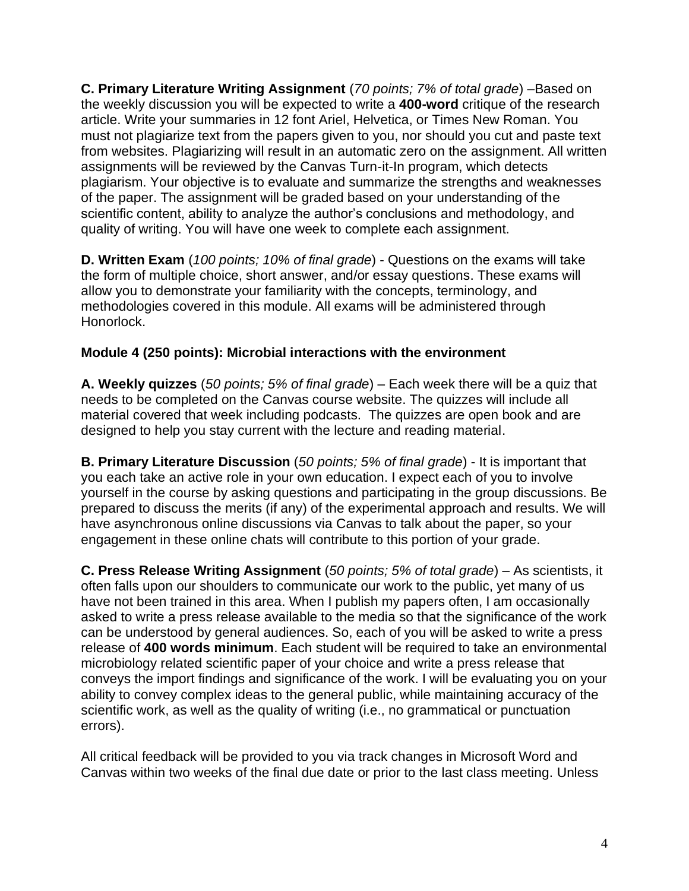**C. Primary Literature Writing Assignment** (*70 points; 7% of total grade*) –Based on the weekly discussion you will be expected to write a **400-word** critique of the research article. Write your summaries in 12 font Ariel, Helvetica, or Times New Roman. You must not plagiarize text from the papers given to you, nor should you cut and paste text from websites. Plagiarizing will result in an automatic zero on the assignment. All written assignments will be reviewed by the Canvas Turn-it-In program, which detects plagiarism. Your objective is to evaluate and summarize the strengths and weaknesses of the paper. The assignment will be graded based on your understanding of the scientific content, ability to analyze the author's conclusions and methodology, and quality of writing. You will have one week to complete each assignment.

**D. Written Exam** (*100 points; 10% of final grade*) - Questions on the exams will take the form of multiple choice, short answer, and/or essay questions. These exams will allow you to demonstrate your familiarity with the concepts, terminology, and methodologies covered in this module. All exams will be administered through Honorlock.

**Module 4 (250 points): Microbial interactions with the environment**

**A. Weekly quizzes** (*50 points; 5% of final grade*) – Each week there will be a quiz that needs to be completed on the Canvas course website. The quizzes will include all material covered that week including podcasts. The quizzes are open book and are designed to help you stay current with the lecture and reading material.

**B. Primary Literature Discussion** (*50 points; 5% of final grade*) - It is important that you each take an active role in your own education. I expect each of you to involve yourself in the course by asking questions and participating in the group discussions. Be prepared to discuss the merits (if any) of the experimental approach and results. We will have asynchronous online discussions via Canvas to talk about the paper, so your engagement in these online chats will contribute to this portion of your grade.

**C. Press Release Writing Assignment** (*50 points; 5% of total grade*) – As scientists, it often falls upon our shoulders to communicate our work to the public, yet many of us have not been trained in this area. When I publish my papers often, I am occasionally asked to write a press release available to the media so that the significance of the work can be understood by general audiences. So, each of you will be asked to write a press release of **400 words minimum**. Each student will be required to take an environmental microbiology related scientific paper of your choice and write a press release that conveys the import findings and significance of the work. I will be evaluating you on your ability to convey complex ideas to the general public, while maintaining accuracy of the scientific work, as well as the quality of writing (i.e., no grammatical or punctuation errors).

All critical feedback will be provided to you via track changes in Microsoft Word and Canvas within two weeks of the final due date or prior to the last class meeting. Unless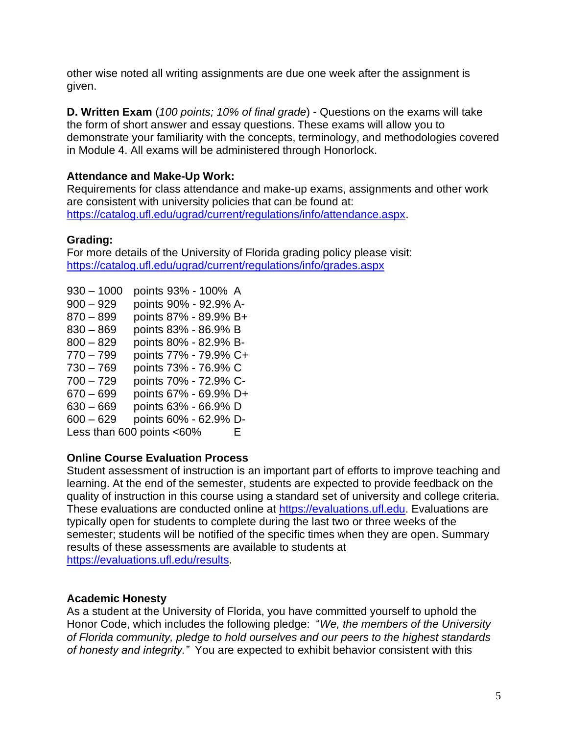other wise noted all writing assignments are due one week after the assignment is given.

**D. Written Exam** (*100 points; 10% of final grade*) - Questions on the exams will take the form of short answer and essay questions. These exams will allow you to demonstrate your familiarity with the concepts, terminology, and methodologies covered in Module 4. All exams will be administered through Honorlock.

**Attendance and Make-Up Work:**
Requirements for class attendance and make-up exams, assignments and other work are consistent with university policies that can be found at: https://catalog.ufl.edu/ugrad/current/regulations/info/attendance.aspx.

**Grading:**
For more details of the University of Florida grading policy please visit: https://catalog.ufl.edu/ugrad/current/regulations/info/grades.aspx

| | | |
|---|---|---|
| 930 – 1000 | points 93% - 100% | A |
| 900 – 929 | points 90% - 92.9% | A- |
| 870 – 899 | points 87% - 89.9% | B+ |
| 830 – 869 | points 83% - 86.9% | B |
| 800 – 829 | points 80% - 82.9% | B- |
| 770 – 799 | points 77% - 79.9% | C+ |
| 730 – 769 | points 73% - 76.9% | C |
| 700 – 729 | points 70% - 72.9% | C- |
| 670 – 699 | points 67% - 69.9% | D+ |
| 630 – 669 | points 63% - 66.9% | D |
| 600 – 629 | points 60% - 62.9% | D- |
| Less than 600 points | <60% | E |

**Online Course Evaluation Process**
Student assessment of instruction is an important part of efforts to improve teaching and learning. At the end of the semester, students are expected to provide feedback on the quality of instruction in this course using a standard set of university and college criteria. These evaluations are conducted online at https://evaluations.ufl.edu. Evaluations are typically open for students to complete during the last two or three weeks of the semester; students will be notified of the specific times when they are open. Summary results of these assessments are available to students at https://evaluations.ufl.edu/results.

**Academic Honesty**
As a student at the University of Florida, you have committed yourself to uphold the Honor Code, which includes the following pledge: "*We, the members of the University of Florida community, pledge to hold ourselves and our peers to the highest standards of honesty and integrity.*" You are expected to exhibit behavior consistent with this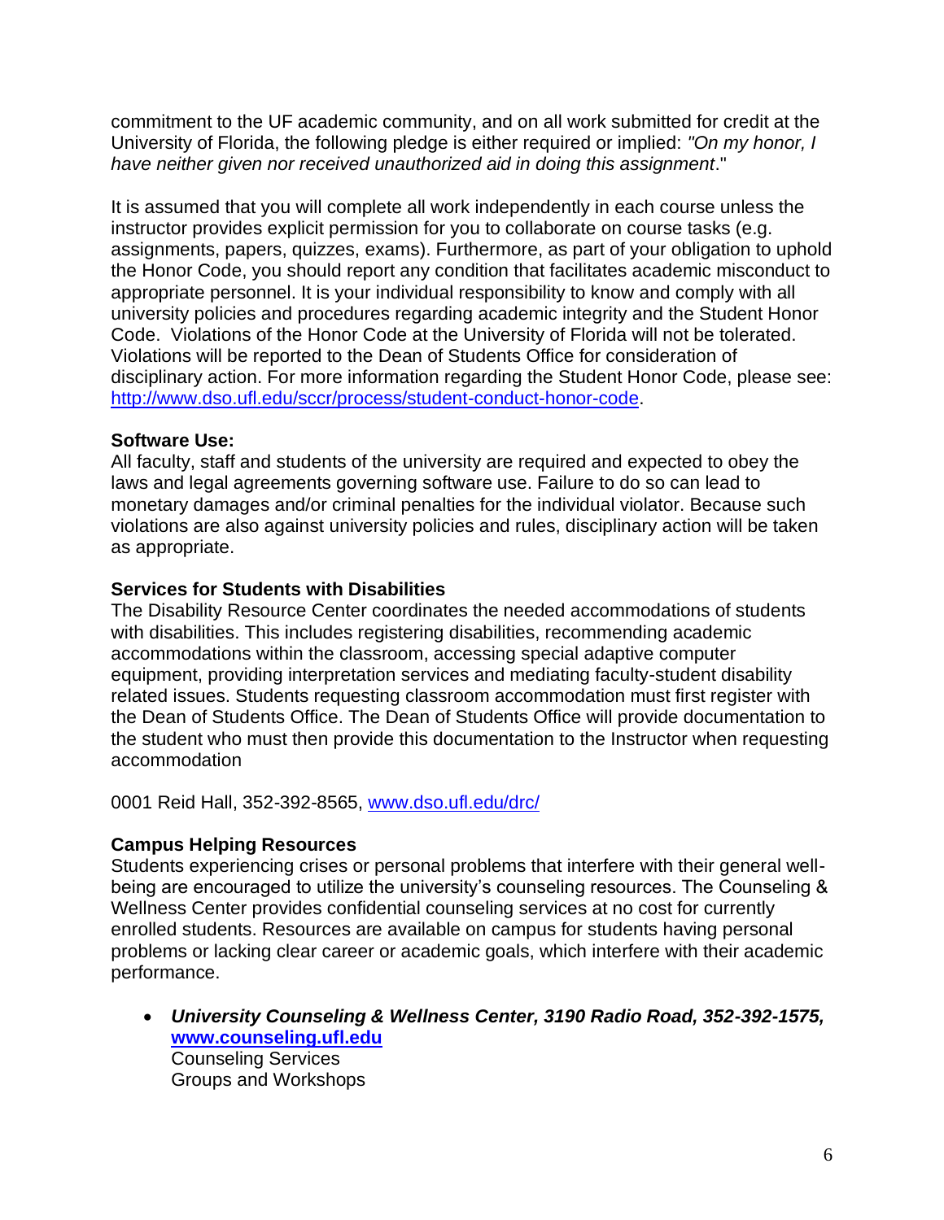commitment to the UF academic community, and on all work submitted for credit at the University of Florida, the following pledge is either required or implied: *"On my honor, I have neither given nor received unauthorized aid in doing this assignment*."

It is assumed that you will complete all work independently in each course unless the instructor provides explicit permission for you to collaborate on course tasks (e.g. assignments, papers, quizzes, exams). Furthermore, as part of your obligation to uphold the Honor Code, you should report any condition that facilitates academic misconduct to appropriate personnel. It is your individual responsibility to know and comply with all university policies and procedures regarding academic integrity and the Student Honor Code. Violations of the Honor Code at the University of Florida will not be tolerated. Violations will be reported to the Dean of Students Office for consideration of disciplinary action. For more information regarding the Student Honor Code, please see: [http://www.dso.ufl.edu/sccr/process/student-conduct-honor-code](http://www.dso.ufl.edu/sccr/process/student-conduct-honor-code).

**Software Use:**
All faculty, staff and students of the university are required and expected to obey the laws and legal agreements governing software use. Failure to do so can lead to monetary damages and/or criminal penalties for the individual violator. Because such violations are also against university policies and rules, disciplinary action will be taken as appropriate.

**Services for Students with Disabilities**
The Disability Resource Center coordinates the needed accommodations of students with disabilities. This includes registering disabilities, recommending academic accommodations within the classroom, accessing special adaptive computer equipment, providing interpretation services and mediating faculty-student disability related issues. Students requesting classroom accommodation must first register with the Dean of Students Office. The Dean of Students Office will provide documentation to the student who must then provide this documentation to the Instructor when requesting accommodation

0001 Reid Hall, 352-392-8565, [www.dso.ufl.edu/drc/](http://www.dso.ufl.edu/drc/)

**Campus Helping Resources**
Students experiencing crises or personal problems that interfere with their general well-being are encouraged to utilize the university's counseling resources. The Counseling & Wellness Center provides confidential counseling services at no cost for currently enrolled students. Resources are available on campus for students having personal problems or lacking clear career or academic goals, which interfere with their academic performance.

- ***University Counseling & Wellness Center, 3190 Radio Road, 352-392-1575, [www.counseling.ufl.edu](http://www.counseling.ufl.edu)***
  Counseling Services
  Groups and Workshops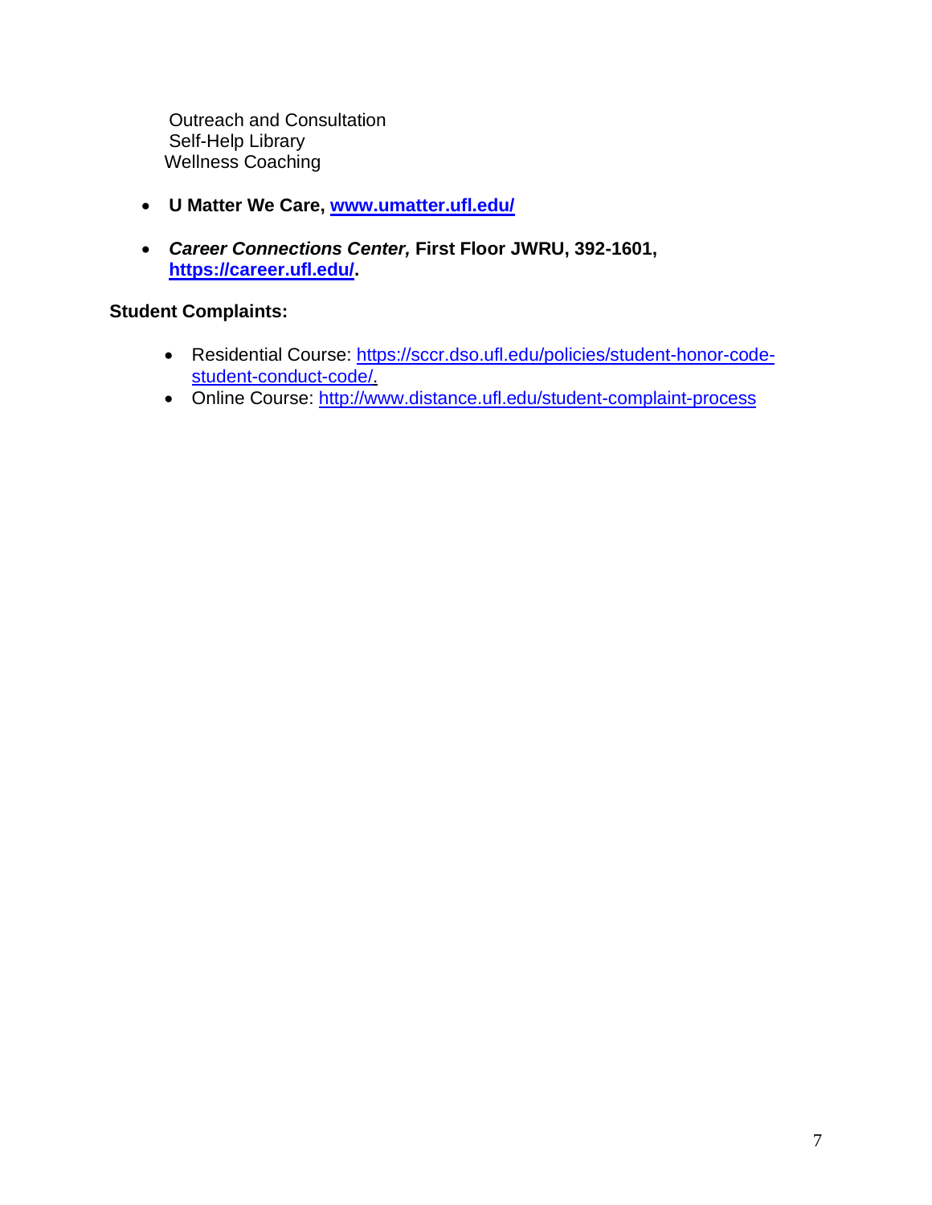Outreach and Consultation
Self-Help Library
Wellness Coaching

- **U Matter We Care, [www.umatter.ufl.edu/](www.umatter.ufl.edu/)**
- ***Career Connections Center,* First Floor JWRU, 392-1601, [https://career.ufl.edu/](https://career.ufl.edu/).**

**Student Complaints:**

- Residential Course: [https://sccr.dso.ufl.edu/policies/student-honor-code-student-conduct-code/](https://sccr.dso.ufl.edu/policies/student-honor-code-student-conduct-code/).
- Online Course: [http://www.distance.ufl.edu/student-complaint-process](http://www.distance.ufl.edu/student-complaint-process)